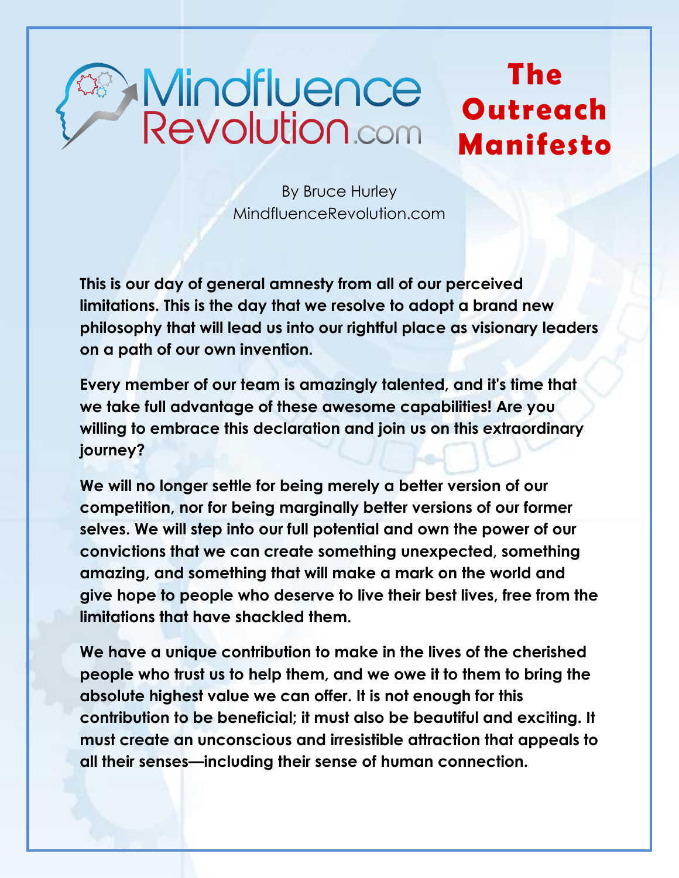MindfluenceRevolution.com

# The Outreach Manifesto

By Bruce Hurley
MindfluenceRevolution.com

**This is our day of general amnesty from all of our perceived limitations. This is the day that we resolve to adopt a brand new philosophy that will lead us into our rightful place as visionary leaders on a path of our own invention.**

**Every member of our team is amazingly talented, and it's time that we take full advantage of these awesome capabilities! Are you willing to embrace this declaration and join us on this extraordinary journey?**

**We will no longer settle for being merely a better version of our competition, nor for being marginally better versions of our former selves. We will step into our full potential and own the power of our convictions that we can create something unexpected, something amazing, and something that will make a mark on the world and give hope to people who deserve to live their best lives, free from the limitations that have shackled them.**

**We have a unique contribution to make in the lives of the cherished people who trust us to help them, and we owe it to them to bring the absolute highest value we can offer. It is not enough for this contribution to be beneficial; it must also be beautiful and exciting. It must create an unconscious and irresistible attraction that appeals to all their senses—including their sense of human connection.**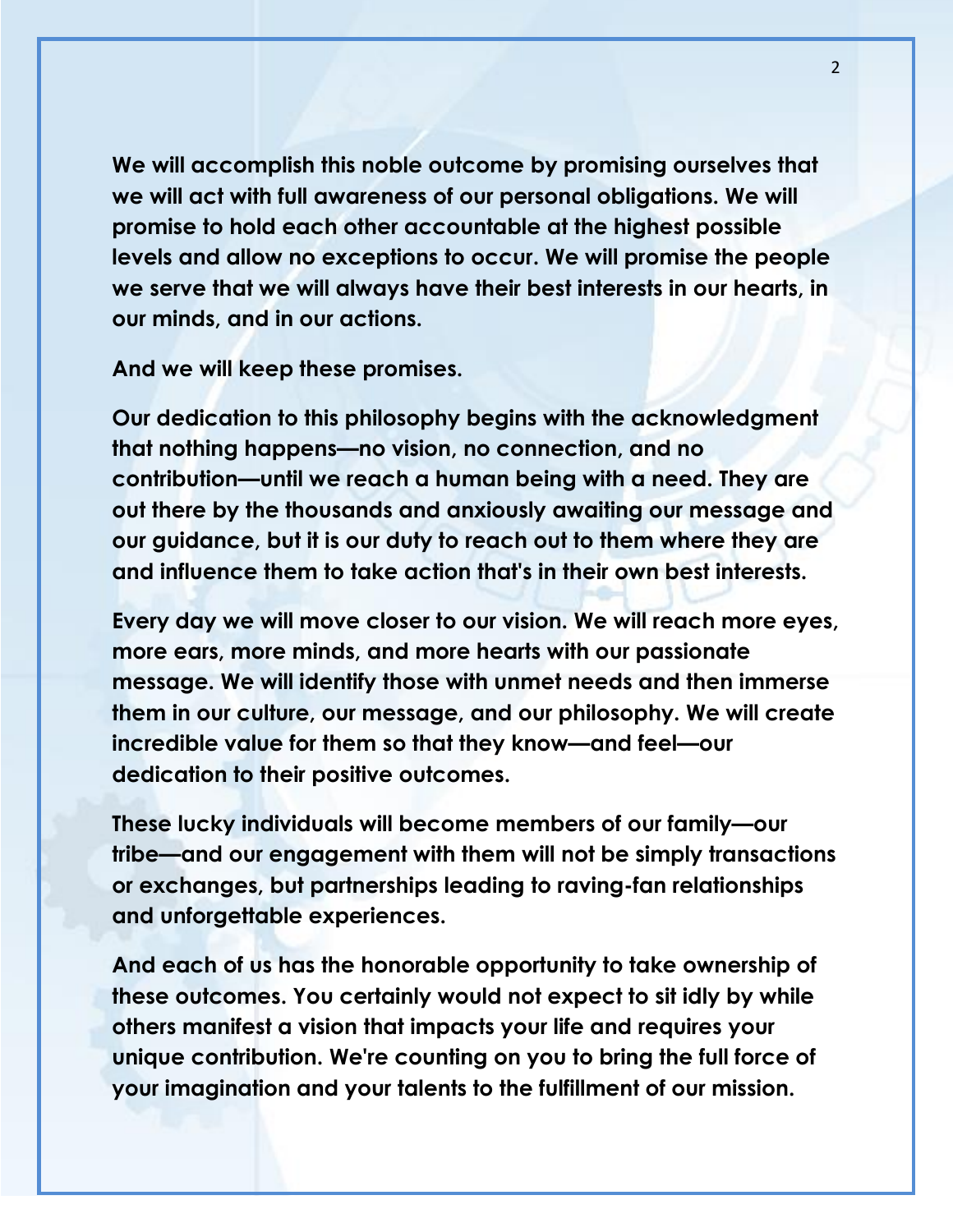**We will accomplish this noble outcome by promising ourselves that we will act with full awareness of our personal obligations. We will promise to hold each other accountable at the highest possible levels and allow no exceptions to occur. We will promise the people we serve that we will always have their best interests in our hearts, in our minds, and in our actions.**

**And we will keep these promises.**

**Our dedication to this philosophy begins with the acknowledgment that nothing happens—no vision, no connection, and no contribution—until we reach a human being with a need. They are out there by the thousands and anxiously awaiting our message and our guidance, but it is our duty to reach out to them where they are and influence them to take action that's in their own best interests.**

**Every day we will move closer to our vision. We will reach more eyes, more ears, more minds, and more hearts with our passionate message. We will identify those with unmet needs and then immerse them in our culture, our message, and our philosophy. We will create incredible value for them so that they know—and feel—our dedication to their positive outcomes.**

**These lucky individuals will become members of our family—our tribe—and our engagement with them will not be simply transactions or exchanges, but partnerships leading to raving-fan relationships and unforgettable experiences.**

**And each of us has the honorable opportunity to take ownership of these outcomes. You certainly would not expect to sit idly by while others manifest a vision that impacts your life and requires your unique contribution. We're counting on you to bring the full force of your imagination and your talents to the fulfillment of our mission.**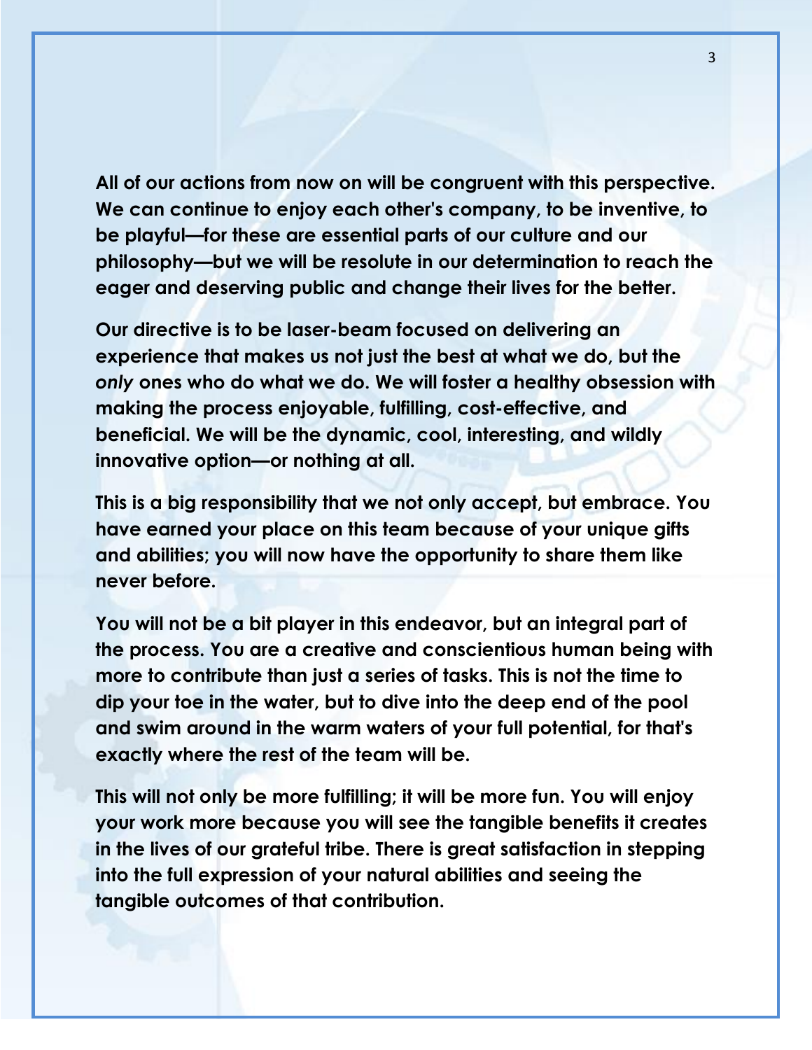**All of our actions from now on will be congruent with this perspective. We can continue to enjoy each other's company, to be inventive, to be playful—for these are essential parts of our culture and our philosophy—but we will be resolute in our determination to reach the eager and deserving public and change their lives for the better.**

**Our directive is to be laser-beam focused on delivering an experience that makes us not just the best at what we do, but the *only* ones who do what we do. We will foster a healthy obsession with making the process enjoyable, fulfilling, cost-effective, and beneficial. We will be the dynamic, cool, interesting, and wildly innovative option—or nothing at all.**

**This is a big responsibility that we not only accept, but embrace. You have earned your place on this team because of your unique gifts and abilities; you will now have the opportunity to share them like never before.**

**You will not be a bit player in this endeavor, but an integral part of the process. You are a creative and conscientious human being with more to contribute than just a series of tasks. This is not the time to dip your toe in the water, but to dive into the deep end of the pool and swim around in the warm waters of your full potential, for that's exactly where the rest of the team will be.**

**This will not only be more fulfilling; it will be more fun. You will enjoy your work more because you will see the tangible benefits it creates in the lives of our grateful tribe. There is great satisfaction in stepping into the full expression of your natural abilities and seeing the tangible outcomes of that contribution.**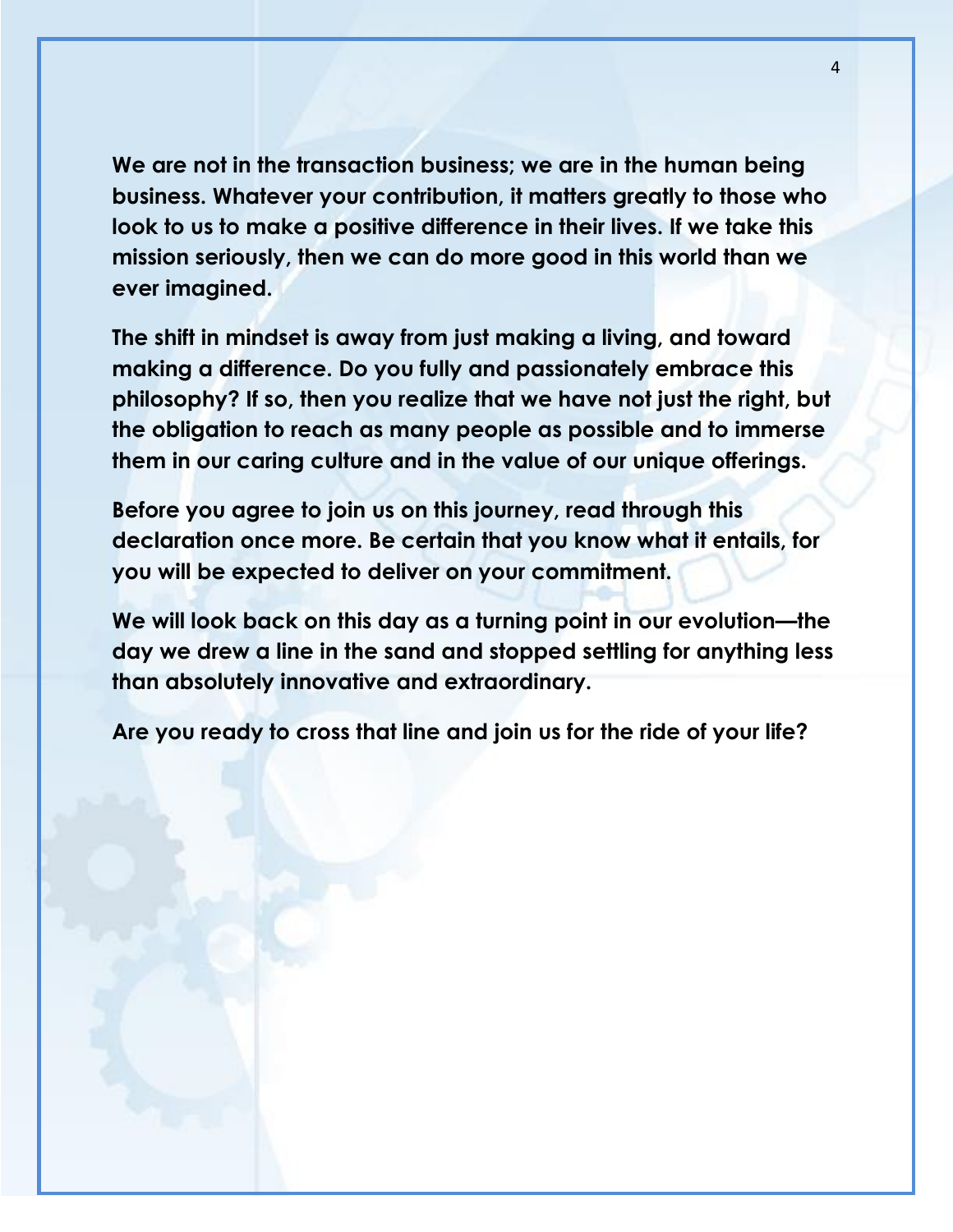**We are not in the transaction business; we are in the human being business. Whatever your contribution, it matters greatly to those who look to us to make a positive difference in their lives. If we take this mission seriously, then we can do more good in this world than we ever imagined.**

**The shift in mindset is away from just making a living, and toward making a difference. Do you fully and passionately embrace this philosophy? If so, then you realize that we have not just the right, but the obligation to reach as many people as possible and to immerse them in our caring culture and in the value of our unique offerings.**

**Before you agree to join us on this journey, read through this declaration once more. Be certain that you know what it entails, for you will be expected to deliver on your commitment.**

**We will look back on this day as a turning point in our evolution—the day we drew a line in the sand and stopped settling for anything less than absolutely innovative and extraordinary.**

**Are you ready to cross that line and join us for the ride of your life?**